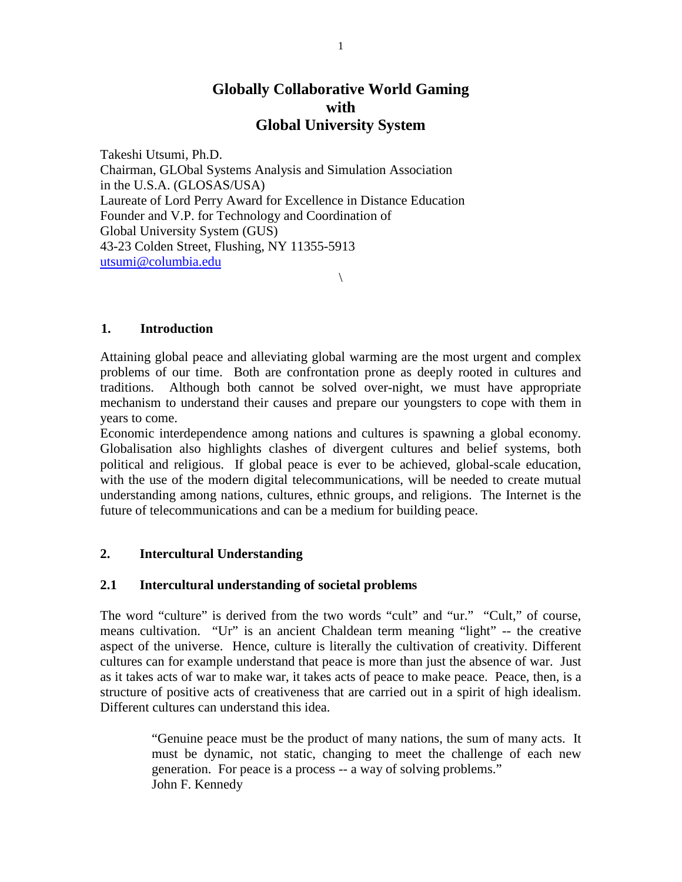# Globally Collaborative World Gaming with Global University System

Takeshi Utsumi, Ph.D.
Chairman, GLObal Systems Analysis and Simulation Association in the U.S.A. (GLOSAS/USA)
Laureate of Lord Perry Award for Excellence in Distance Education
Founder and V.P. for Technology and Coordination of Global University System (GUS)
43-23 Colden Street, Flushing, NY 11355-5913
utsumi@columbia.edu

\

## 1. Introduction

Attaining global peace and alleviating global warming are the most urgent and complex problems of our time. Both are confrontation prone as deeply rooted in cultures and traditions. Although both cannot be solved over-night, we must have appropriate mechanism to understand their causes and prepare our youngsters to cope with them in years to come.

Economic interdependence among nations and cultures is spawning a global economy. Globalisation also highlights clashes of divergent cultures and belief systems, both political and religious. If global peace is ever to be achieved, global-scale education, with the use of the modern digital telecommunications, will be needed to create mutual understanding among nations, cultures, ethnic groups, and religions. The Internet is the future of telecommunications and can be a medium for building peace.

## 2. Intercultural Understanding

### 2.1 Intercultural understanding of societal problems

The word "culture" is derived from the two words "cult" and "ur." "Cult," of course, means cultivation. "Ur" is an ancient Chaldean term meaning "light" -- the creative aspect of the universe. Hence, culture is literally the cultivation of creativity. Different cultures can for example understand that peace is more than just the absence of war. Just as it takes acts of war to make war, it takes acts of peace to make peace. Peace, then, is a structure of positive acts of creativeness that are carried out in a spirit of high idealism. Different cultures can understand this idea.

> "Genuine peace must be the product of many nations, the sum of many acts. It must be dynamic, not static, changing to meet the challenge of each new generation. For peace is a process -- a way of solving problems."
> John F. Kennedy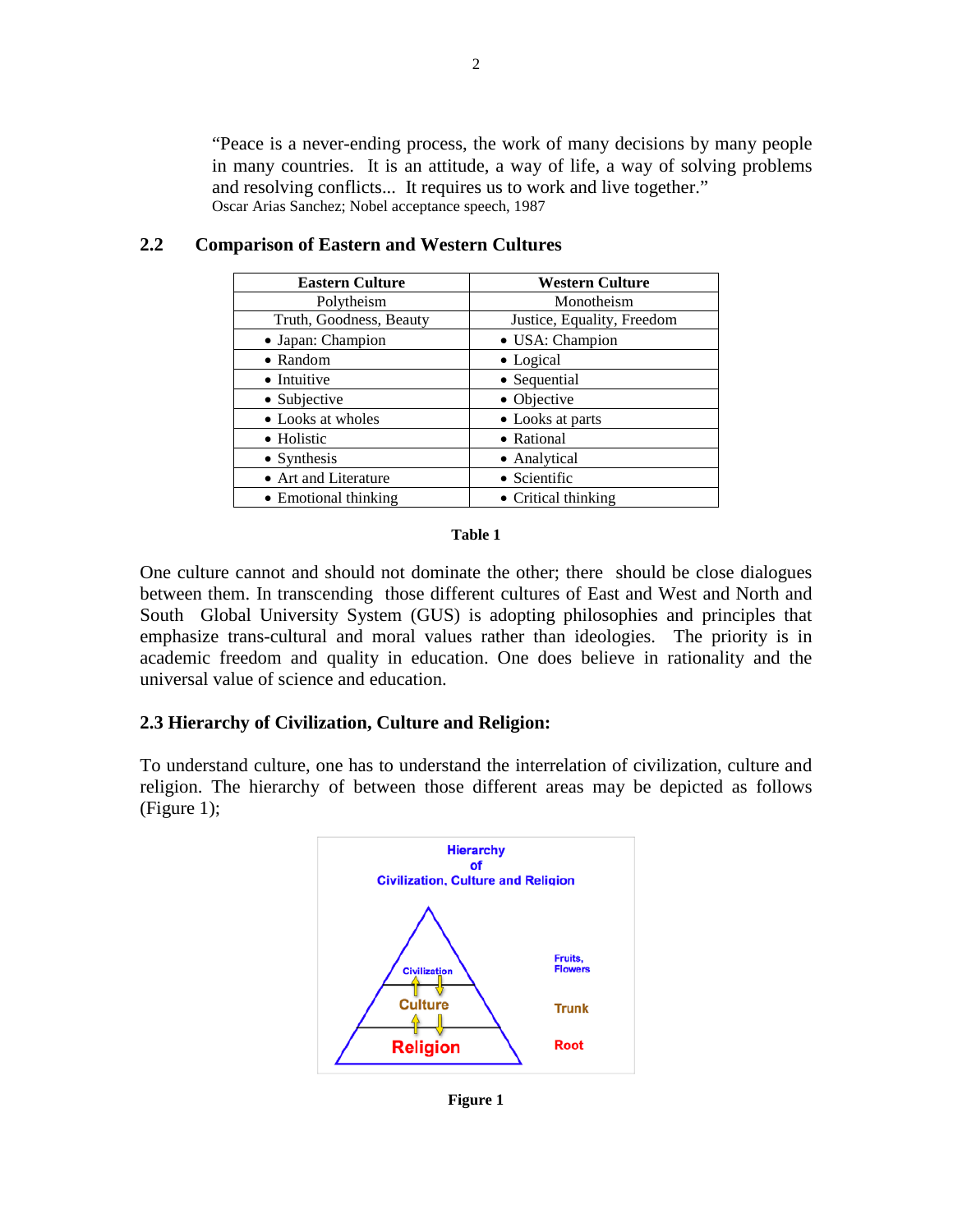"Peace is a never-ending process, the work of many decisions by many people in many countries. It is an attitude, a way of life, a way of solving problems and resolving conflicts... It requires us to work and live together."
Oscar Arias Sanchez; Nobel acceptance speech, 1987

## 2.2 Comparison of Eastern and Western Cultures

| Eastern Culture | Western Culture |
|---|---|
| Polytheism | Monotheism |
| Truth, Goodness, Beauty | Justice, Equality, Freedom |
| • Japan: Champion | • USA: Champion |
| • Random | • Logical |
| • Intuitive | • Sequential |
| • Subjective | • Objective |
| • Looks at wholes | • Looks at parts |
| • Holistic | • Rational |
| • Synthesis | • Analytical |
| • Art and Literature | • Scientific |
| • Emotional thinking | • Critical thinking |

**Table 1**

One culture cannot and should not dominate the other; there should be close dialogues between them. In transcending those different cultures of East and West and North and South Global University System (GUS) is adopting philosophies and principles that emphasize trans-cultural and moral values rather than ideologies. The priority is in academic freedom and quality in education. One does believe in rationality and the universal value of science and education.

## 2.3 Hierarchy of Civilization, Culture and Religion:

To understand culture, one has to understand the interrelation of civilization, culture and religion. The hierarchy of between those different areas may be depicted as follows (Figure 1);

Hierarchy of Civilization, Culture and Religion

| Level | Analogy |
|---|---|
| Civilization | Fruits, Flowers |
| Culture | Trunk |
| Religion | Root |

**Figure 1**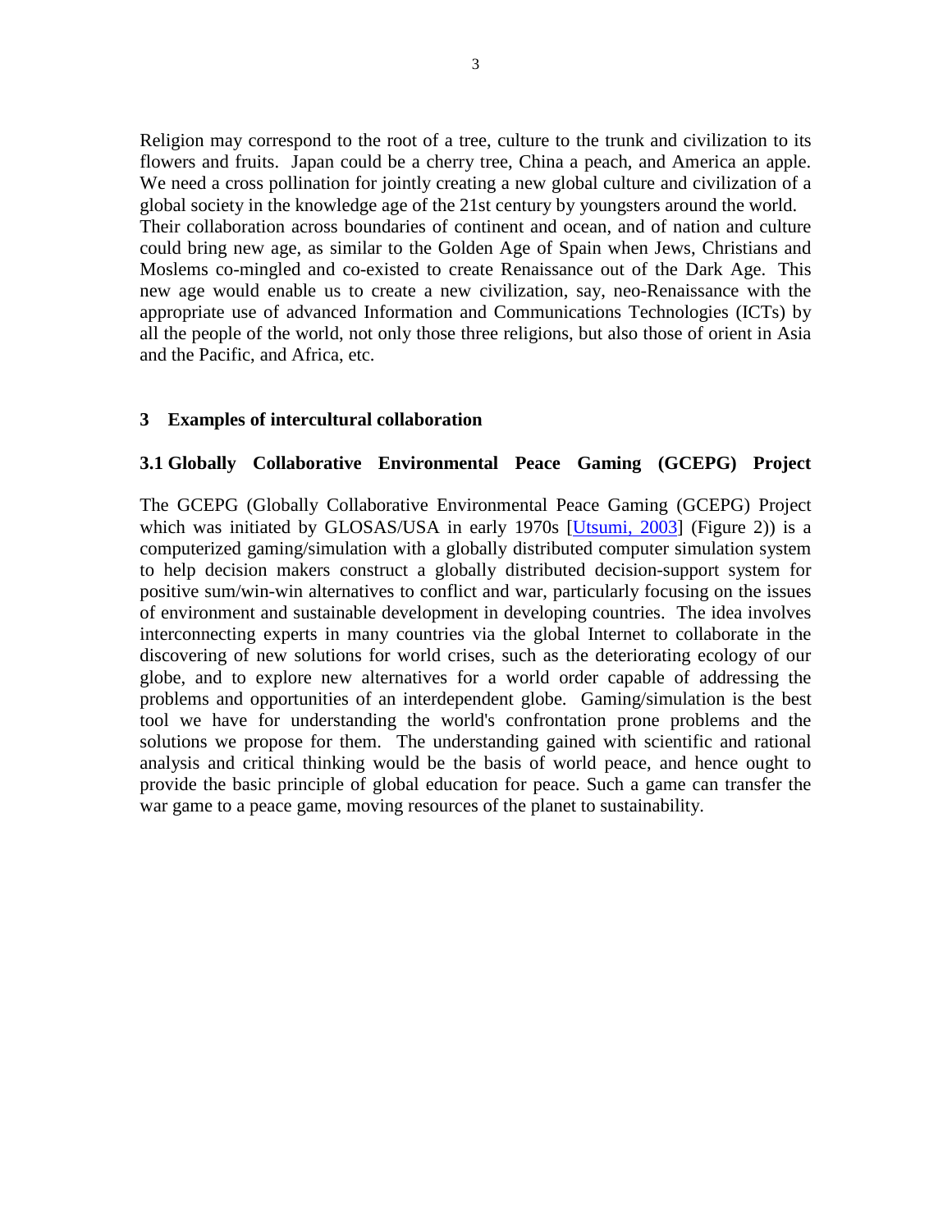Religion may correspond to the root of a tree, culture to the trunk and civilization to its flowers and fruits. Japan could be a cherry tree, China a peach, and America an apple. We need a cross pollination for jointly creating a new global culture and civilization of a global society in the knowledge age of the 21st century by youngsters around the world. Their collaboration across boundaries of continent and ocean, and of nation and culture could bring new age, as similar to the Golden Age of Spain when Jews, Christians and Moslems co-mingled and co-existed to create Renaissance out of the Dark Age. This new age would enable us to create a new civilization, say, neo-Renaissance with the appropriate use of advanced Information and Communications Technologies (ICTs) by all the people of the world, not only those three religions, but also those of orient in Asia and the Pacific, and Africa, etc.

## 3 Examples of intercultural collaboration

### 3.1 Globally Collaborative Environmental Peace Gaming (GCEPG) Project

The GCEPG (Globally Collaborative Environmental Peace Gaming (GCEPG) Project which was initiated by GLOSAS/USA in early 1970s [Utsumi, 2003] (Figure 2)) is a computerized gaming/simulation with a globally distributed computer simulation system to help decision makers construct a globally distributed decision-support system for positive sum/win-win alternatives to conflict and war, particularly focusing on the issues of environment and sustainable development in developing countries. The idea involves interconnecting experts in many countries via the global Internet to collaborate in the discovering of new solutions for world crises, such as the deteriorating ecology of our globe, and to explore new alternatives for a world order capable of addressing the problems and opportunities of an interdependent globe. Gaming/simulation is the best tool we have for understanding the world's confrontation prone problems and the solutions we propose for them. The understanding gained with scientific and rational analysis and critical thinking would be the basis of world peace, and hence ought to provide the basic principle of global education for peace. Such a game can transfer the war game to a peace game, moving resources of the planet to sustainability.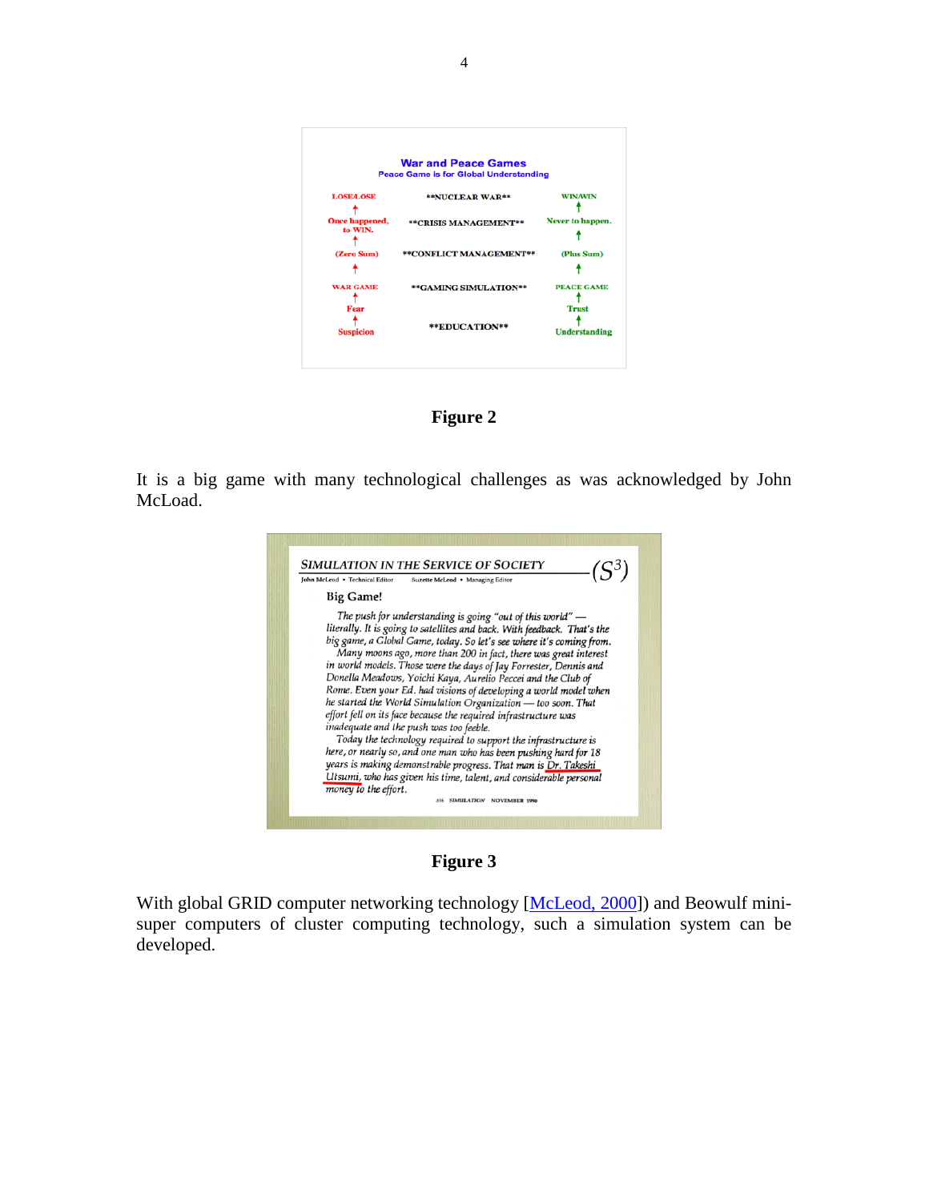**War and Peace Games**
Peace Game is for Global Understanding

| | | |
|---|---|---|
| LOSE/LOSE | **NUCLEAR WAR** | WIN/WIN |
| Once happened, to WIN. | **CRISIS MANAGEMENT** | Never to happen. |
| (Zero Sum) | **CONFLICT MANAGEMENT** | (Plus Sum) |
| WAR GAME | **GAMING SIMULATION** | PEACE GAME |
| Fear | | Trust |
| Suspicion | **EDUCATION** | Understanding |

**Figure 2**

It is a big game with many technological challenges as was acknowledged by John McLoad.

SIMULATION IN THE SERVICE OF SOCIETY $(S^3)$

John McLeod • Technical Editor    Suzette McLeod • Managing Editor

**Big Game!**

*The push for understanding is going "out of this world" — literally. It is going to satellites and back. With feedback. That's the big game, a Global Game, today. So let's see where it's coming from.*

*Many moons ago, more than 200 in fact, there was great interest in world models. Those were the days of Jay Forrester, Dennis and Donella Meadows, Yoichi Kaya, Aurelio Peccei and the Club of Rome. Even your Ed. had visions of developing a world model when he started the World Simulation Organization — too soon. That effort fell on its face because the required infrastructure was inadequate and the push was too feeble.*

*Today the technology required to support the infrastructure is here, or nearly so, and one man who has been pushing hard for 18 years is making demonstrable progress. That man is Dr. Takeshi Utsumi, who has given his time, talent, and considerable personal money to the effort.*

316 SIMULATION NOVEMBER 1990

**Figure 3**

With global GRID computer networking technology [McLeod, 2000]) and Beowulf mini-super computers of cluster computing technology, such a simulation system can be developed.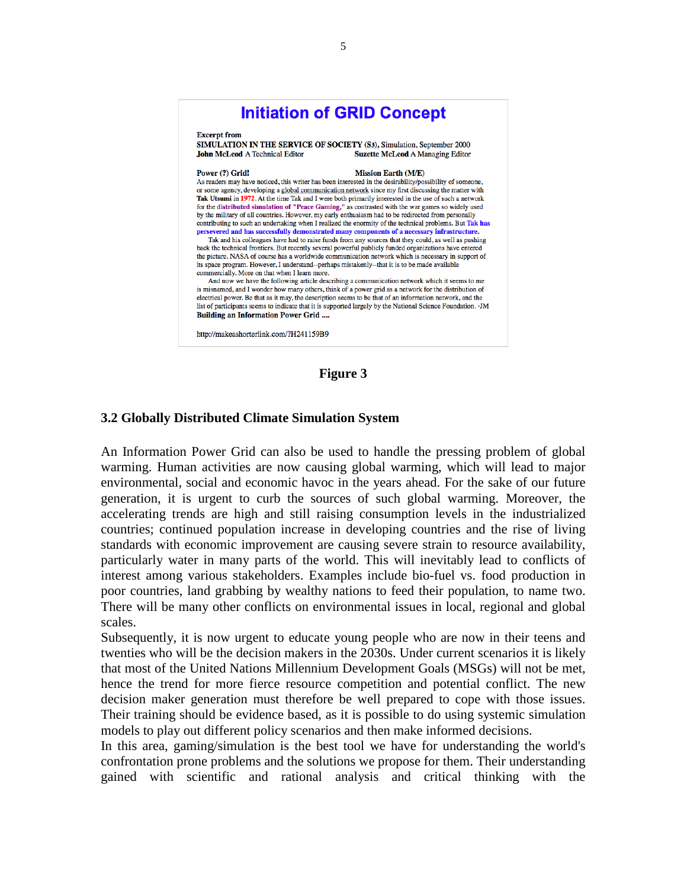## Initiation of GRID Concept

**Excerpt from**

**SIMULATION IN THE SERVICE OF SOCIETY** (S3), Simulation, September 2000

**John McLeod** A Technical Editor **Suzette McLeod** A Managing Editor

**Power (?) Grid!** **Mission Earth (M/E)**

As readers may have noticed, this writer has been interested in the desirability/possibility of someone, or some agency, developing a global communication network since my first discussing the matter with **Tak Utsumi** in **1972**. At the time Tak and I were both primarily interested in the use of such a network for the **distributed simulation of "Peace Gaming,"** as contrasted with the war games so widely used by the military of all countries. However, my early enthusiasm had to be redirected from personally contributing to such an undertaking when I realized the enormity of the technical problems. But **Tak has persevered and has successfully demonstrated many components of a necessary infrastructure.**

Tak and his colleagues have had to raise funds from any sources that they could, as well as pushing back the technical frontiers. But recently several powerful publicly funded organizations have entered the picture. NASA of course has a worldwide communication network which is necessary in support of its space program. However, I understand--perhaps mistakenly--that it is to be made available commercially. More on that when I learn more.

And now we have the following article describing a communication network which it seems to me is misnamed, and I wonder how many others, think of a power grid as a network for the distribution of electrical power. Be that as it may, the description seems to be that of an information network, and the list of participants seems to indicate that it is supported largely by the National Science Foundation. -JM

**Building an Information Power Grid ....**

http://makeashorterlink.com/?H241159B9

**Figure 3**

### 3.2 Globally Distributed Climate Simulation System

An Information Power Grid can also be used to handle the pressing problem of global warming. Human activities are now causing global warming, which will lead to major environmental, social and economic havoc in the years ahead. For the sake of our future generation, it is urgent to curb the sources of such global warming. Moreover, the accelerating trends are high and still raising consumption levels in the industrialized countries; continued population increase in developing countries and the rise of living standards with economic improvement are causing severe strain to resource availability, particularly water in many parts of the world. This will inevitably lead to conflicts of interest among various stakeholders. Examples include bio-fuel vs. food production in poor countries, land grabbing by wealthy nations to feed their population, to name two. There will be many other conflicts on environmental issues in local, regional and global scales.

Subsequently, it is now urgent to educate young people who are now in their teens and twenties who will be the decision makers in the 2030s. Under current scenarios it is likely that most of the United Nations Millennium Development Goals (MSGs) will not be met, hence the trend for more fierce resource competition and potential conflict. The new decision maker generation must therefore be well prepared to cope with those issues. Their training should be evidence based, as it is possible to do using systemic simulation models to play out different policy scenarios and then make informed decisions.

In this area, gaming/simulation is the best tool we have for understanding the world's confrontation prone problems and the solutions we propose for them. Their understanding gained with scientific and rational analysis and critical thinking with the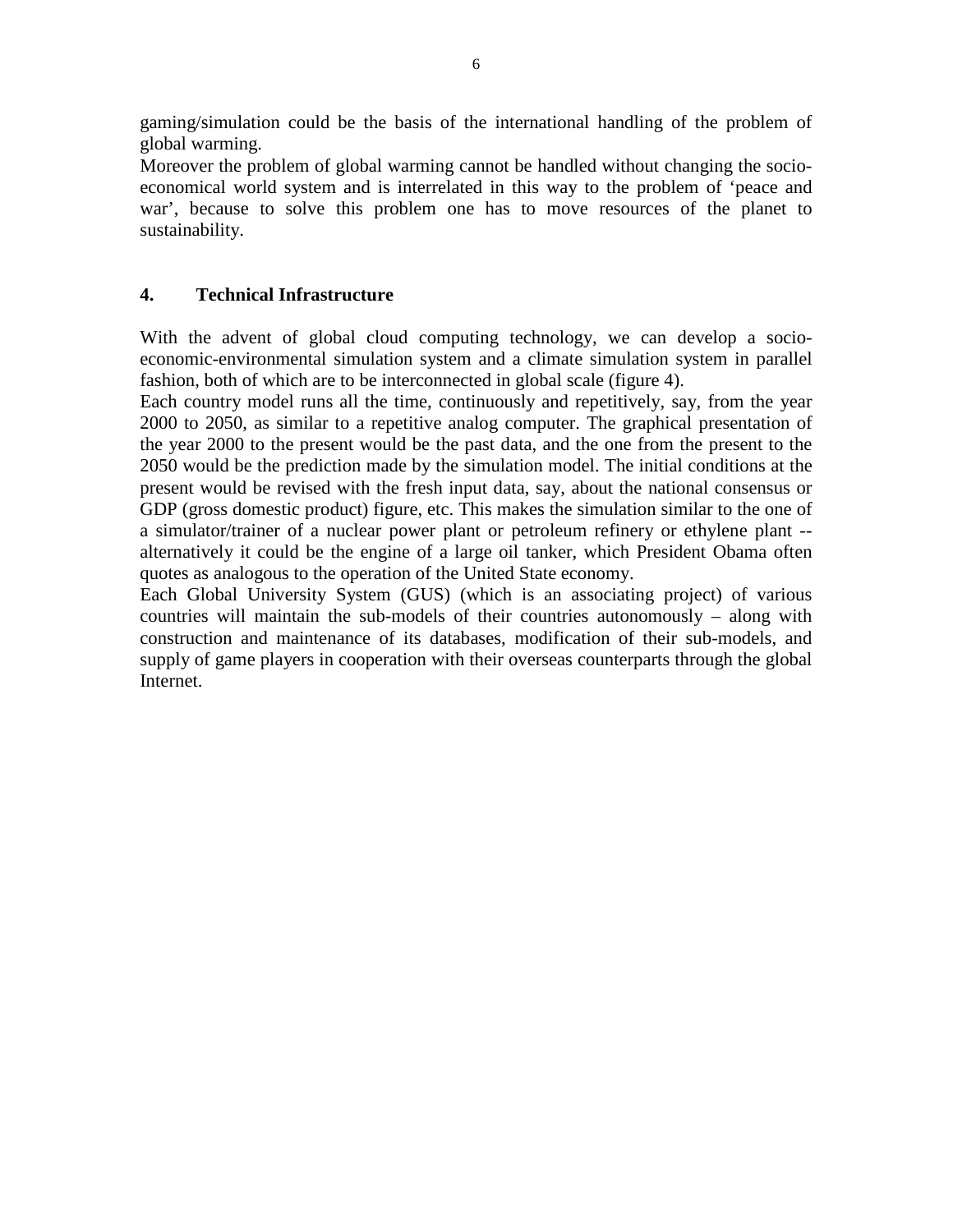gaming/simulation could be the basis of the international handling of the problem of global warming.

Moreover the problem of global warming cannot be handled without changing the socio-economical world system and is interrelated in this way to the problem of 'peace and war', because to solve this problem one has to move resources of the planet to sustainability.

## 4. Technical Infrastructure

With the advent of global cloud computing technology, we can develop a socio-economic-environmental simulation system and a climate simulation system in parallel fashion, both of which are to be interconnected in global scale (figure 4).

Each country model runs all the time, continuously and repetitively, say, from the year 2000 to 2050, as similar to a repetitive analog computer. The graphical presentation of the year 2000 to the present would be the past data, and the one from the present to the 2050 would be the prediction made by the simulation model. The initial conditions at the present would be revised with the fresh input data, say, about the national consensus or GDP (gross domestic product) figure, etc. This makes the simulation similar to the one of a simulator/trainer of a nuclear power plant or petroleum refinery or ethylene plant -- alternatively it could be the engine of a large oil tanker, which President Obama often quotes as analogous to the operation of the United State economy.

Each Global University System (GUS) (which is an associating project) of various countries will maintain the sub-models of their countries autonomously – along with construction and maintenance of its databases, modification of their sub-models, and supply of game players in cooperation with their overseas counterparts through the global Internet.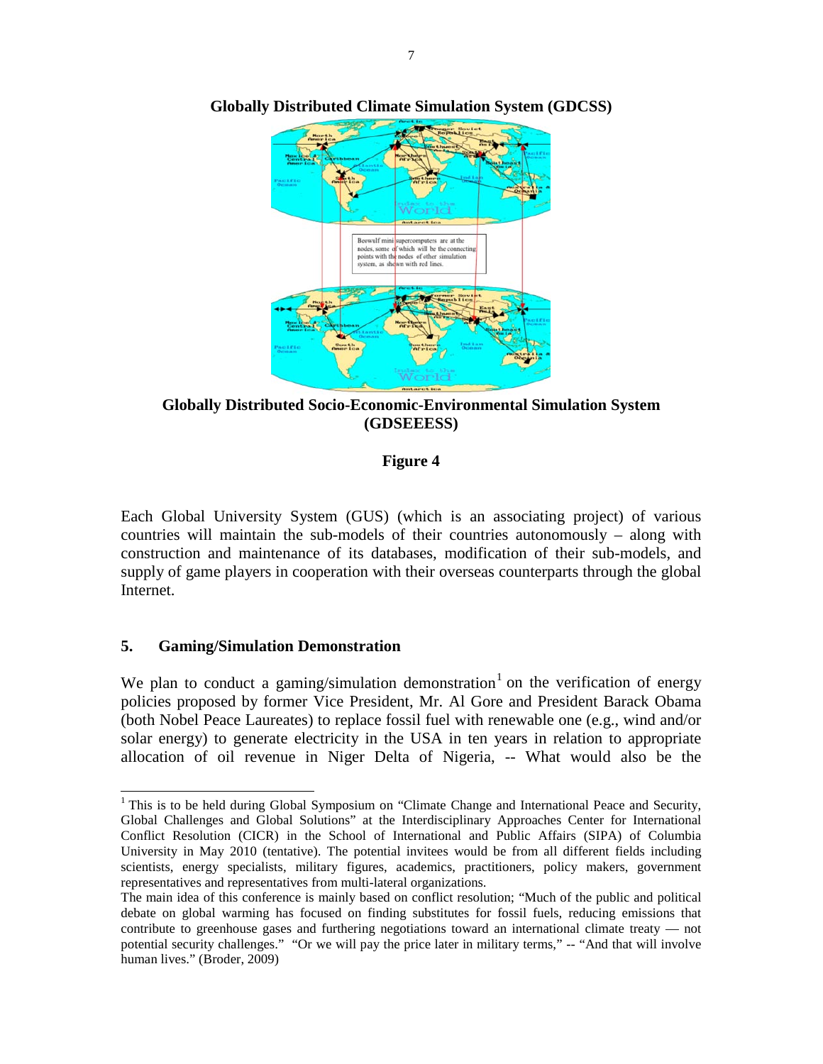**Globally Distributed Climate Simulation System (GDCSS)**

Beowulf mini supercomputers are at the nodes, some of which will be the connecting points with the nodes of other simulation system, as shown with red lines.

**Globally Distributed Socio-Economic-Environmental Simulation System (GDSEEESS)**

**Figure 4**

Each Global University System (GUS) (which is an associating project) of various countries will maintain the sub-models of their countries autonomously – along with construction and maintenance of its databases, modification of their sub-models, and supply of game players in cooperation with their overseas counterparts through the global Internet.

## 5. Gaming/Simulation Demonstration

We plan to conduct a gaming/simulation demonstration[1] on the verification of energy policies proposed by former Vice President, Mr. Al Gore and President Barack Obama (both Nobel Peace Laureates) to replace fossil fuel with renewable one (e.g., wind and/or solar energy) to generate electricity in the USA in ten years in relation to appropriate allocation of oil revenue in Niger Delta of Nigeria, -- What would also be the

---

[1] This is to be held during Global Symposium on "Climate Change and International Peace and Security, Global Challenges and Global Solutions" at the Interdisciplinary Approaches Center for International Conflict Resolution (CICR) in the School of International and Public Affairs (SIPA) of Columbia University in May 2010 (tentative). The potential invitees would be from all different fields including scientists, energy specialists, military figures, academics, practitioners, policy makers, government representatives and representatives from multi-lateral organizations.

The main idea of this conference is mainly based on conflict resolution; "Much of the public and political debate on global warming has focused on finding substitutes for fossil fuels, reducing emissions that contribute to greenhouse gases and furthering negotiations toward an international climate treaty — not potential security challenges." "Or we will pay the price later in military terms," -- "And that will involve human lives." (Broder, 2009)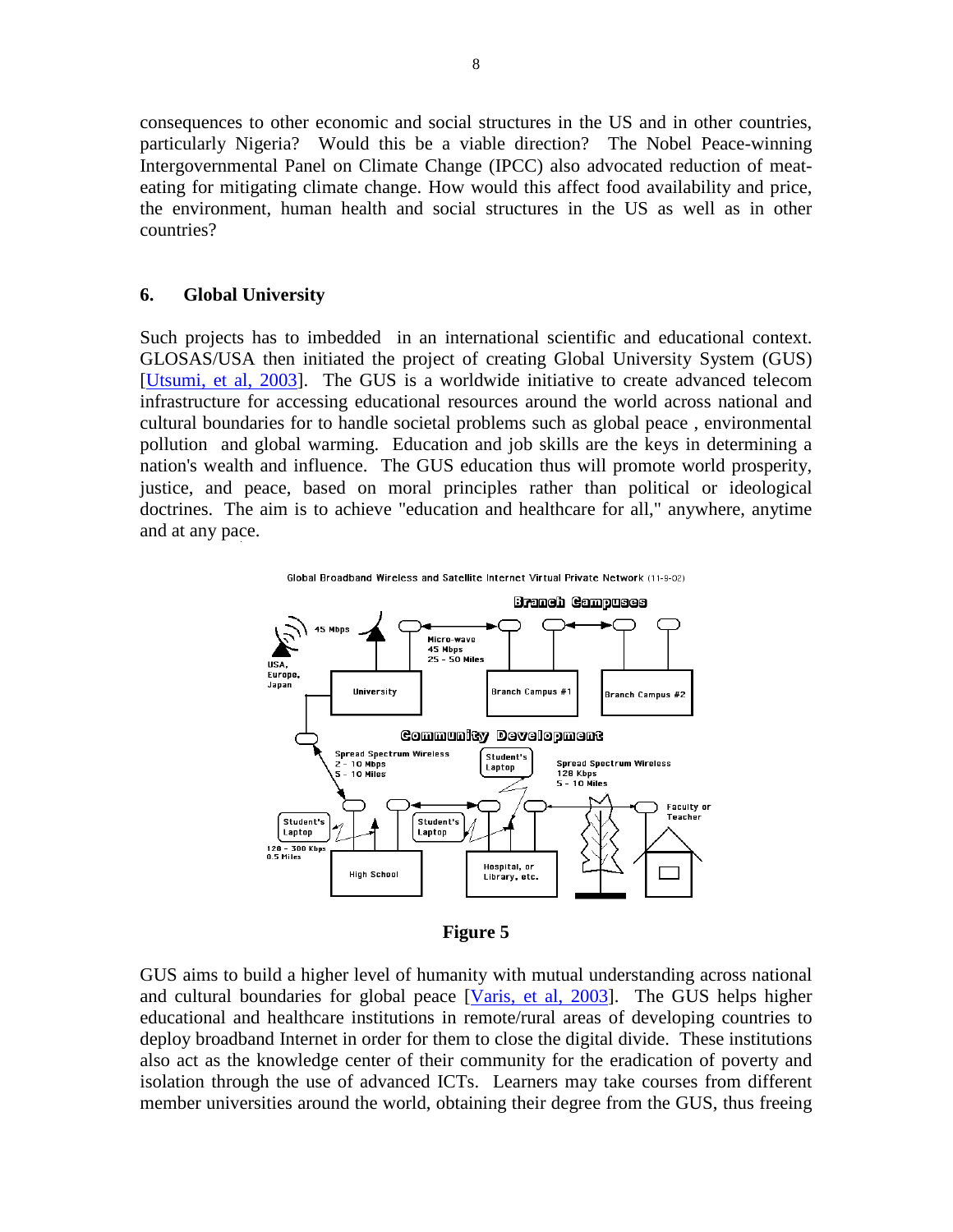consequences to other economic and social structures in the US and in other countries, particularly Nigeria? Would this be a viable direction? The Nobel Peace-winning Intergovernmental Panel on Climate Change (IPCC) also advocated reduction of meat-eating for mitigating climate change. How would this affect food availability and price, the environment, human health and social structures in the US as well as in other countries?

## 6. Global University

Such projects has to imbedded in an international scientific and educational context. GLOSAS/USA then initiated the project of creating Global University System (GUS) [Utsumi, et al, 2003]. The GUS is a worldwide initiative to create advanced telecom infrastructure for accessing educational resources around the world across national and cultural boundaries for to handle societal problems such as global peace , environmental pollution and global warming. Education and job skills are the keys in determining a nation's wealth and influence. The GUS education thus will promote world prosperity, justice, and peace, based on moral principles rather than political or ideological doctrines. The aim is to achieve "education and healthcare for all," anywhere, anytime and at any pace.

**Figure 5**

GUS aims to build a higher level of humanity with mutual understanding across national and cultural boundaries for global peace [Varis, et al, 2003]. The GUS helps higher educational and healthcare institutions in remote/rural areas of developing countries to deploy broadband Internet in order for them to close the digital divide. These institutions also act as the knowledge center of their community for the eradication of poverty and isolation through the use of advanced ICTs. Learners may take courses from different member universities around the world, obtaining their degree from the GUS, thus freeing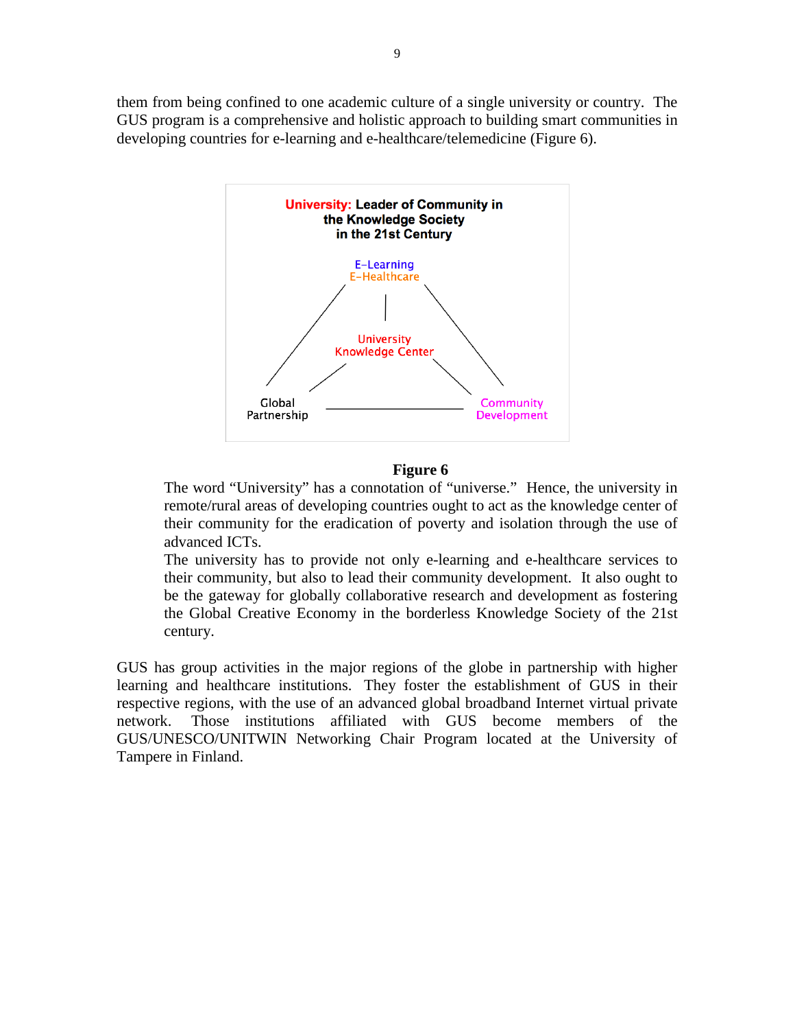them from being confined to one academic culture of a single university or country. The GUS program is a comprehensive and holistic approach to building smart communities in developing countries for e-learning and e-healthcare/telemedicine (Figure 6).

**University: Leader of Community in the Knowledge Society in the 21st Century**

E–Learning
E–Healthcare

University
Knowledge Center

Global
Partnership

Community
Development

**Figure 6**

The word "University" has a connotation of "universe." Hence, the university in remote/rural areas of developing countries ought to act as the knowledge center of their community for the eradication of poverty and isolation through the use of advanced ICTs.

The university has to provide not only e-learning and e-healthcare services to their community, but also to lead their community development. It also ought to be the gateway for globally collaborative research and development as fostering the Global Creative Economy in the borderless Knowledge Society of the 21st century.

GUS has group activities in the major regions of the globe in partnership with higher learning and healthcare institutions. They foster the establishment of GUS in their respective regions, with the use of an advanced global broadband Internet virtual private network. Those institutions affiliated with GUS become members of the GUS/UNESCO/UNITWIN Networking Chair Program located at the University of Tampere in Finland.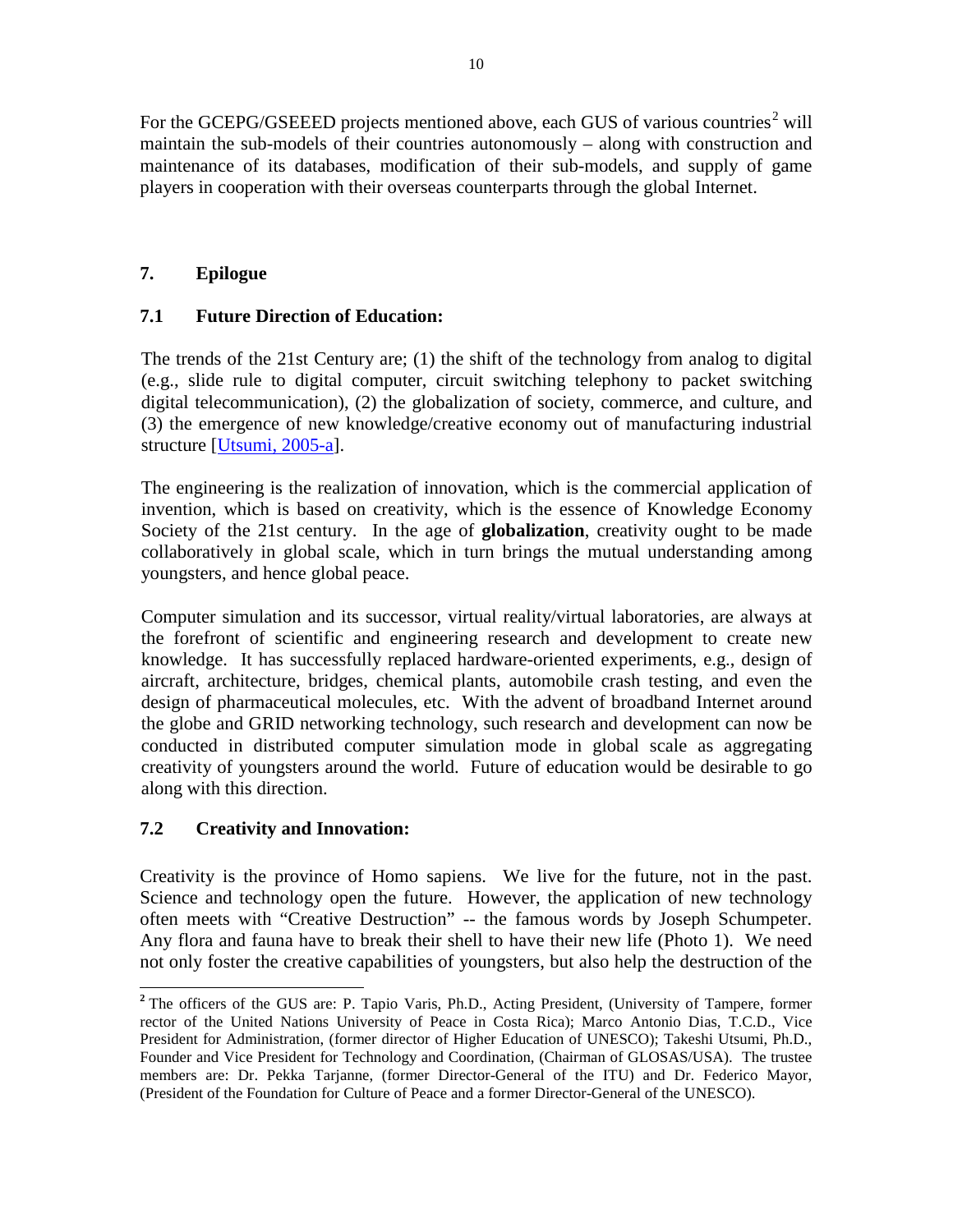For the GCEPG/GSEEED projects mentioned above, each GUS of various countries[2] will maintain the sub-models of their countries autonomously – along with construction and maintenance of its databases, modification of their sub-models, and supply of game players in cooperation with their overseas counterparts through the global Internet.

## 7. Epilogue

### 7.1 Future Direction of Education:

The trends of the 21st Century are; (1) the shift of the technology from analog to digital (e.g., slide rule to digital computer, circuit switching telephony to packet switching digital telecommunication), (2) the globalization of society, commerce, and culture, and (3) the emergence of new knowledge/creative economy out of manufacturing industrial structure [Utsumi, 2005-a].

The engineering is the realization of innovation, which is the commercial application of invention, which is based on creativity, which is the essence of Knowledge Economy Society of the 21st century. In the age of **globalization**, creativity ought to be made collaboratively in global scale, which in turn brings the mutual understanding among youngsters, and hence global peace.

Computer simulation and its successor, virtual reality/virtual laboratories, are always at the forefront of scientific and engineering research and development to create new knowledge. It has successfully replaced hardware-oriented experiments, e.g., design of aircraft, architecture, bridges, chemical plants, automobile crash testing, and even the design of pharmaceutical molecules, etc. With the advent of broadband Internet around the globe and GRID networking technology, such research and development can now be conducted in distributed computer simulation mode in global scale as aggregating creativity of youngsters around the world. Future of education would be desirable to go along with this direction.

### 7.2 Creativity and Innovation:

Creativity is the province of Homo sapiens. We live for the future, not in the past. Science and technology open the future. However, the application of new technology often meets with "Creative Destruction" -- the famous words by Joseph Schumpeter. Any flora and fauna have to break their shell to have their new life (Photo 1). We need not only foster the creative capabilities of youngsters, but also help the destruction of the

---

[2] The officers of the GUS are: P. Tapio Varis, Ph.D., Acting President, (University of Tampere, former rector of the United Nations University of Peace in Costa Rica); Marco Antonio Dias, T.C.D., Vice President for Administration, (former director of Higher Education of UNESCO); Takeshi Utsumi, Ph.D., Founder and Vice President for Technology and Coordination, (Chairman of GLOSAS/USA). The trustee members are: Dr. Pekka Tarjanne, (former Director-General of the ITU) and Dr. Federico Mayor, (President of the Foundation for Culture of Peace and a former Director-General of the UNESCO).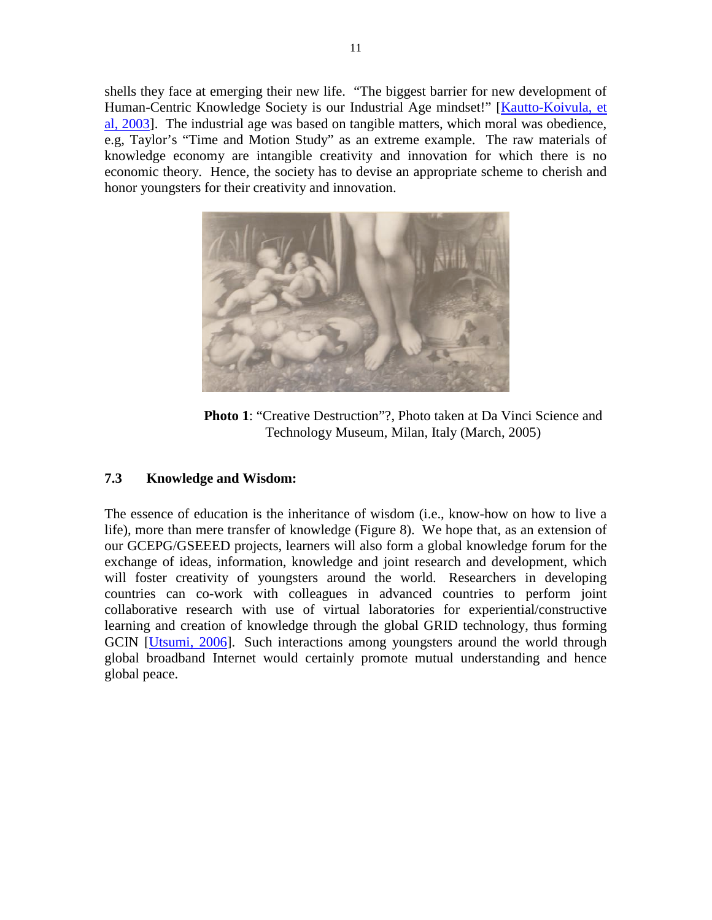shells they face at emerging their new life. "The biggest barrier for new development of Human-Centric Knowledge Society is our Industrial Age mindset!" [Kautto-Koivula, et al, 2003]. The industrial age was based on tangible matters, which moral was obedience, e.g, Taylor's "Time and Motion Study" as an extreme example. The raw materials of knowledge economy are intangible creativity and innovation for which there is no economic theory. Hence, the society has to devise an appropriate scheme to cherish and honor youngsters for their creativity and innovation.

**Photo 1**: "Creative Destruction"?, Photo taken at Da Vinci Science and Technology Museum, Milan, Italy (March, 2005)

### 7.3 Knowledge and Wisdom:

The essence of education is the inheritance of wisdom (i.e., know-how on how to live a life), more than mere transfer of knowledge (Figure 8). We hope that, as an extension of our GCEPG/GSEEED projects, learners will also form a global knowledge forum for the exchange of ideas, information, knowledge and joint research and development, which will foster creativity of youngsters around the world. Researchers in developing countries can co-work with colleagues in advanced countries to perform joint collaborative research with use of virtual laboratories for experiential/constructive learning and creation of knowledge through the global GRID technology, thus forming GCIN [Utsumi, 2006]. Such interactions among youngsters around the world through global broadband Internet would certainly promote mutual understanding and hence global peace.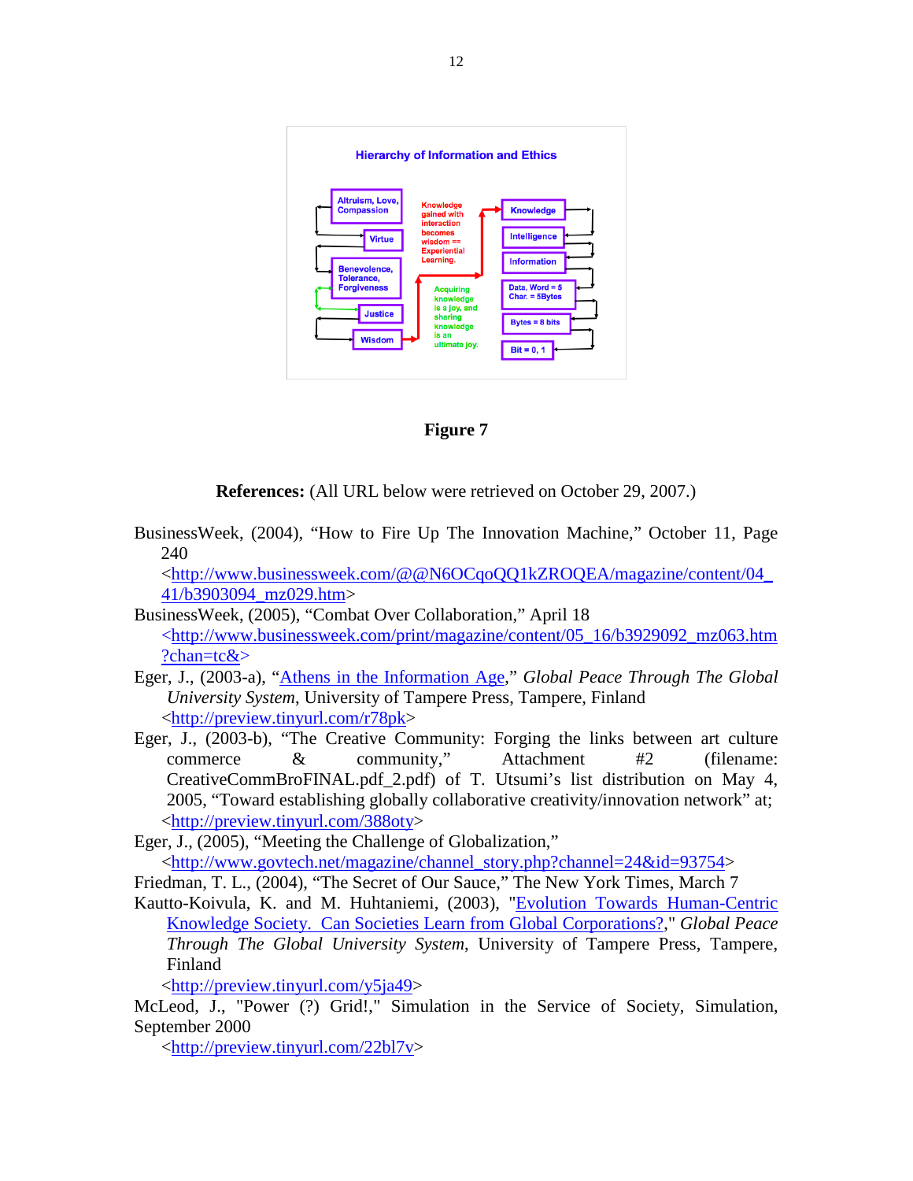Hierarchy of Information and Ethics

Altruism, Love, Compassion

Virtue

Benevolence, Tolerance, Forgiveness

Justice

Wisdom

Knowledge gained with interaction becomes wisdom == Experiential Learning.

Acquiring knowledge is a joy, and sharing knowledge is an ultimate joy.

Knowledge

Intelligence

Information

Data, Word = 5 Char. = 5Bytes

Bytes = 8 bits

Bit = 0, 1

**Figure 7**

**References:** (All URL below were retrieved on October 29, 2007.)

BusinessWeek, (2004), "How to Fire Up The Innovation Machine," October 11, Page 240
<http://www.businessweek.com/@@N6OCqoQQ1kZROQEA/magazine/content/04_41/b3903094_mz029.htm>

BusinessWeek, (2005), "Combat Over Collaboration," April 18
<http://www.businessweek.com/print/magazine/content/05_16/b3929092_mz063.htm?chan=tc&>

Eger, J., (2003-a), "Athens in the Information Age," *Global Peace Through The Global University System*, University of Tampere Press, Tampere, Finland
<http://preview.tinyurl.com/r78pk>

Eger, J., (2003-b), "The Creative Community: Forging the links between art culture commerce & community," Attachment #2 (filename: CreativeCommBroFINAL.pdf_2.pdf) of T. Utsumi's list distribution on May 4, 2005, "Toward establishing globally collaborative creativity/innovation network" at;
<http://preview.tinyurl.com/388oty>

Eger, J., (2005), "Meeting the Challenge of Globalization,"
<http://www.govtech.net/magazine/channel_story.php?channel=24&id=93754>

Friedman, T. L., (2004), "The Secret of Our Sauce," The New York Times, March 7

Kautto-Koivula, K. and M. Huhtaniemi, (2003), "Evolution Towards Human-Centric Knowledge Society. Can Societies Learn from Global Corporations?," *Global Peace Through The Global University System*, University of Tampere Press, Tampere, Finland
<http://preview.tinyurl.com/y5ja49>

McLeod, J., "Power (?) Grid!," Simulation in the Service of Society, Simulation, September 2000
<http://preview.tinyurl.com/22bl7v>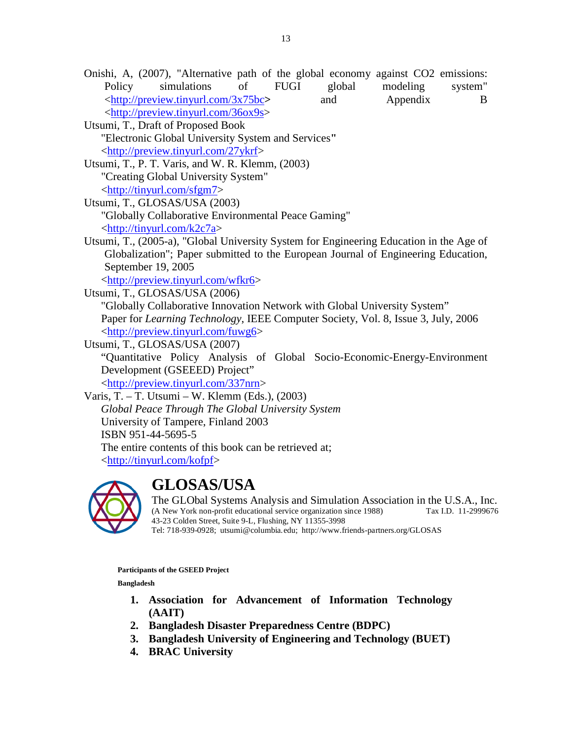Onishi, A, (2007), "Alternative path of the global economy against $CO_2$ emissions: Policy simulations of FUGI global modeling system" <http://preview.tinyurl.com/3x75bc> and Appendix B <http://preview.tinyurl.com/36ox9s>

Utsumi, T., Draft of Proposed Book
"Electronic Global University System and Services"
<http://preview.tinyurl.com/27ykrf>

Utsumi, T., P. T. Varis, and W. R. Klemm, (2003)
"Creating Global University System"
<http://tinyurl.com/sfgm7>

Utsumi, T., GLOSAS/USA (2003)
"Globally Collaborative Environmental Peace Gaming"
<http://tinyurl.com/k2c7a>

Utsumi, T., (2005-a), "Global University System for Engineering Education in the Age of Globalization"; Paper submitted to the European Journal of Engineering Education, September 19, 2005
<http://preview.tinyurl.com/wfkr6>

Utsumi, T., GLOSAS/USA (2006)
"Globally Collaborative Innovation Network with Global University System"
Paper for *Learning Technology*, IEEE Computer Society, Vol. 8, Issue 3, July, 2006
<http://preview.tinyurl.com/fuwg6>

Utsumi, T., GLOSAS/USA (2007)
"Quantitative Policy Analysis of Global Socio-Economic-Energy-Environment Development (GSEEED) Project"
<http://preview.tinyurl.com/337nrn>

Varis, T. – T. Utsumi – W. Klemm (Eds.), (2003)
*Global Peace Through The Global University System*
University of Tampere, Finland 2003
ISBN 951-44-5695-5
The entire contents of this book can be retrieved at;
<http://tinyurl.com/kofpf>

# GLOSAS/USA

The GLObal Systems Analysis and Simulation Association in the U.S.A., Inc.
(A New York non-profit educational service organization since 1988) Tax I.D. 11-2999676
43-23 Colden Street, Suite 9-L, Flushing, NY 11355-3998
Tel: 718-939-0928; utsumi@columbia.edu; http://www.friends-partners.org/GLOSAS

**Participants of the GSEED Project**

**Bangladesh**

1. **Association for Advancement of Information Technology (AAIT)**
2. **Bangladesh Disaster Preparedness Centre (BDPC)**
3. **Bangladesh University of Engineering and Technology (BUET)**
4. **BRAC University**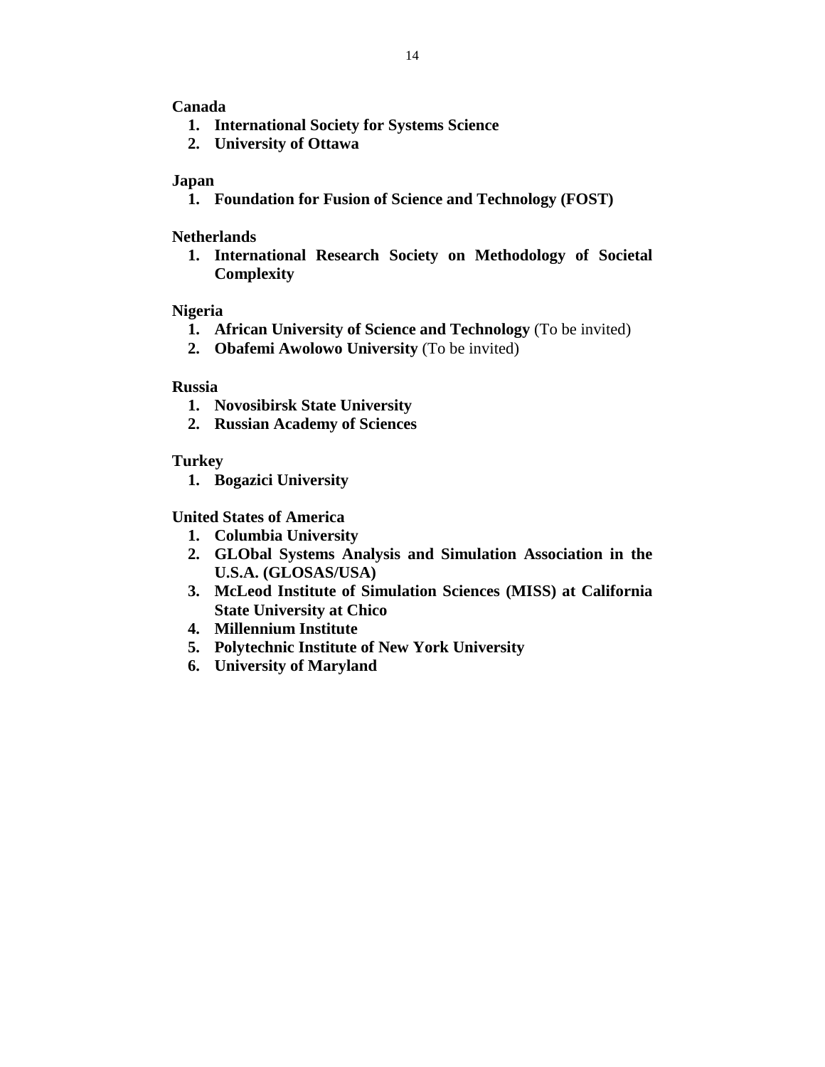**Canada**

1. **International Society for Systems Science**
2. **University of Ottawa**

**Japan**

1. **Foundation for Fusion of Science and Technology (FOST)**

**Netherlands**

1. **International Research Society on Methodology of Societal Complexity**

**Nigeria**

1. **African University of Science and Technology** (To be invited)
2. **Obafemi Awolowo University** (To be invited)

**Russia**

1. **Novosibirsk State University**
2. **Russian Academy of Sciences**

**Turkey**

1. **Bogazici University**

**United States of America**

1. **Columbia University**
2. **GLObal Systems Analysis and Simulation Association in the U.S.A. (GLOSAS/USA)**
3. **McLeod Institute of Simulation Sciences (MISS) at California State University at Chico**
4. **Millennium Institute**
5. **Polytechnic Institute of New York University**
6. **University of Maryland**